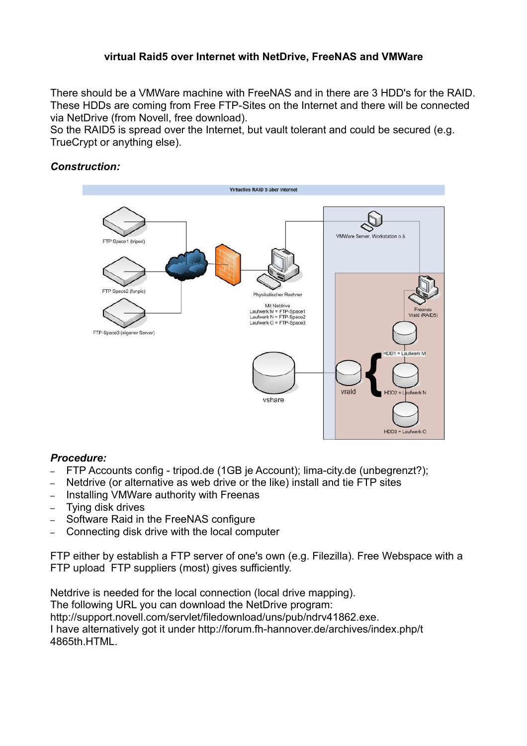**virtual Raid5 over Internet with NetDrive, FreeNAS and VMWare**

There should be a VMWare machine with FreeNAS and in there are 3 HDD's for the RAID. These HDDs are coming from Free FTP-Sites on the Internet and there will be connected via NetDrive (from Novell, free download).
So the RAID5 is spread over the Internet, but vault tolerant and could be secured (e.g. TrueCrypt or anything else).

***Construction:***

***Procedure:***

- FTP Accounts config - tripod.de (1GB je Account); lima-city.de (unbegrenzt?);
- Netdrive (or alternative as web drive or the like) install and tie FTP sites
- Installing VMWare authority with Freenas
- Tying disk drives
- Software Raid in the FreeNAS configure
- Connecting disk drive with the local computer

FTP either by establish a FTP server of one's own (e.g. Filezilla). Free Webspace with a FTP upload  FTP suppliers (most) gives sufficiently.

Netdrive is needed for the local connection (local drive mapping).
The following URL you can download the NetDrive program:
http://support.novell.com/servlet/filedownload/uns/pub/ndrv41862.exe.
I have alternatively got it under http://forum.fh-hannover.de/archives/index.php/t 4865th.HTML.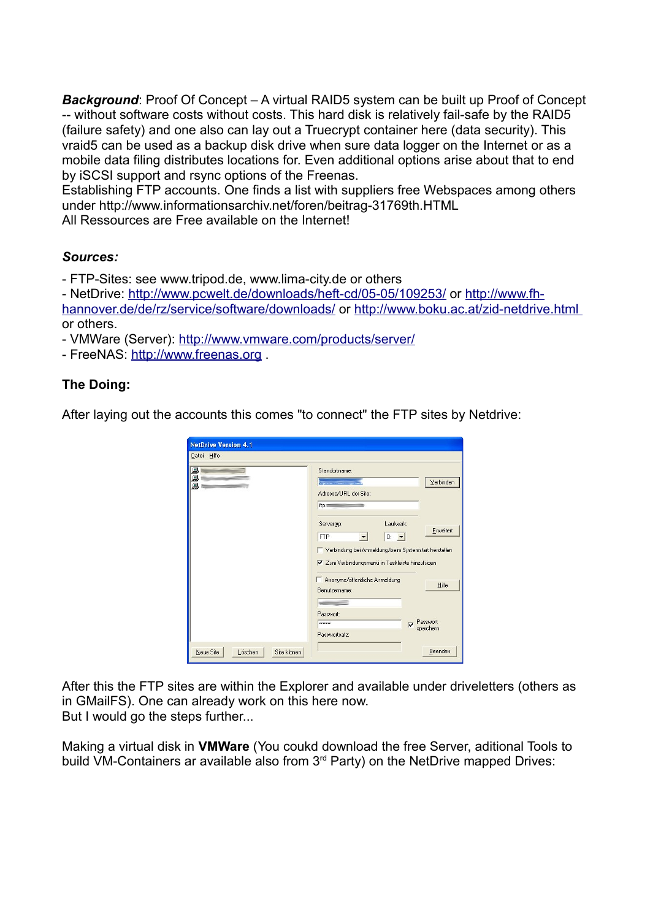***Background***: Proof Of Concept – A virtual RAID5 system can be built up Proof of Concept -- without software costs without costs. This hard disk is relatively fail-safe by the RAID5 (failure safety) and one also can lay out a Truecrypt container here (data security). This vraid5 can be used as a backup disk drive when sure data logger on the Internet or as a mobile data filing distributes locations for. Even additional options arise about that to end by iSCSI support and rsync options of the Freenas.
Establishing FTP accounts. One finds a list with suppliers free Webspaces among others under http://www.informationsarchiv.net/foren/beitrag-31769th.HTML
All Ressources are Free available on the Internet!

***Sources:***

- FTP-Sites: see www.tripod.de, www.lima-city.de or others
- NetDrive: http://www.pcwelt.de/downloads/heft-cd/05-05/109253/ or http://www.fh-hannover.de/de/rz/service/software/downloads/ or http://www.boku.ac.at/zid-netdrive.html or others.
- VMWare (Server): http://www.vmware.com/products/server/
- FreeNAS: http://www.freenas.org .

**The Doing:**

After laying out the accounts this comes "to connect" the FTP sites by Netdrive:

After this the FTP sites are within the Explorer and available under driveletters (others as in GMailFS). One can already work on this here now.
But I would go the steps further...

Making a virtual disk in **VMWare** (You coukd download the free Server, aditional Tools to build VM-Containers ar available also from 3[rd] Party) on the NetDrive mapped Drives: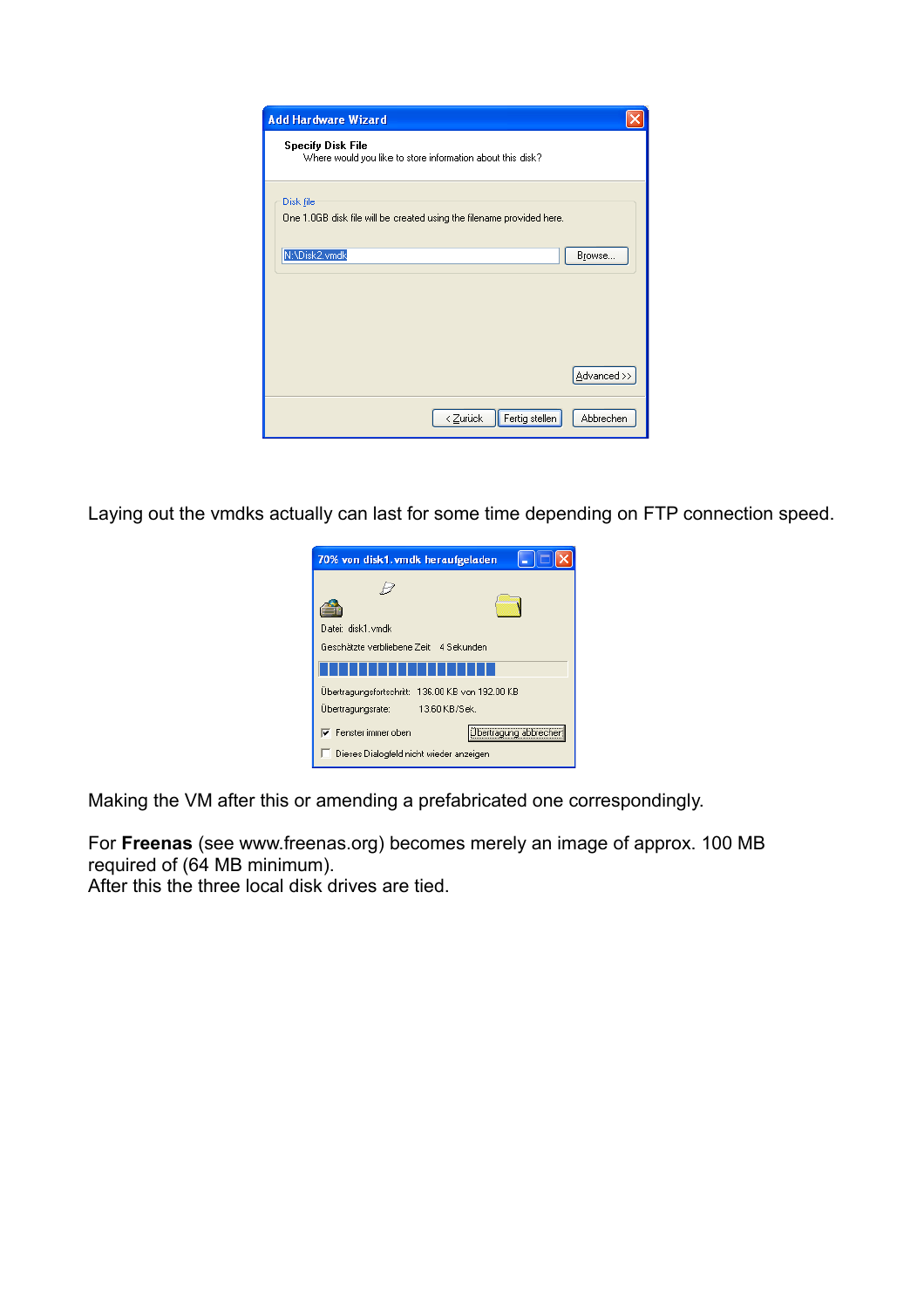Laying out the vmdks actually can last for some time depending on FTP connection speed.

Making the VM after this or amending a prefabricated one correspondingly.

For **Freenas** (see www.freenas.org) becomes merely an image of approx. 100 MB required of (64 MB minimum).
After this the three local disk drives are tied.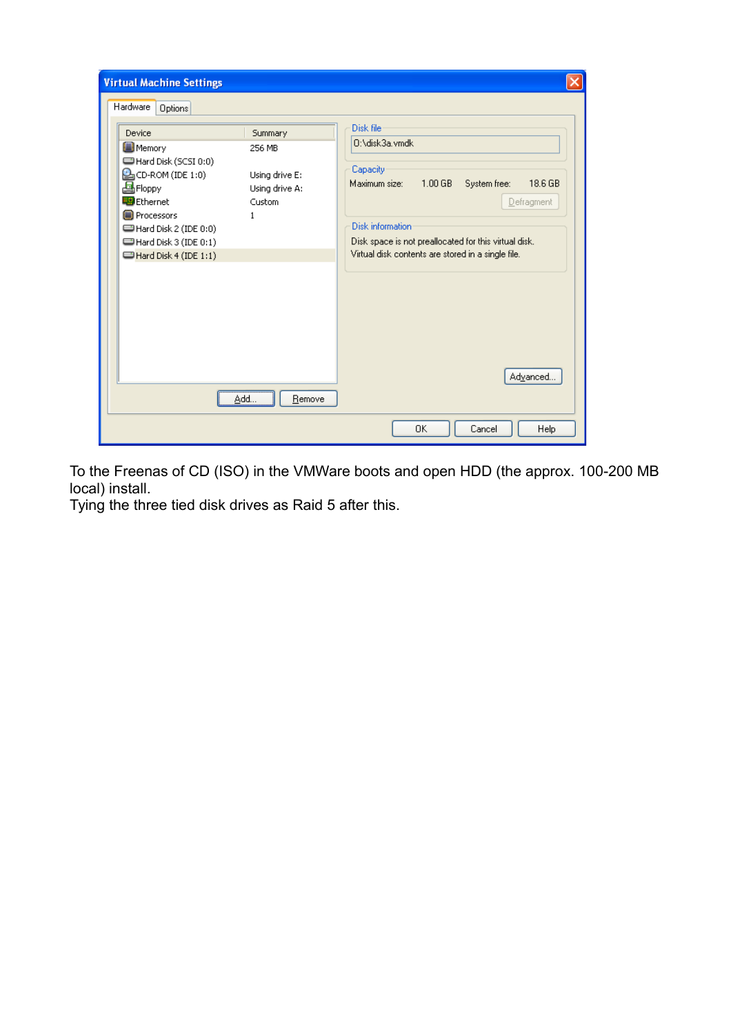To the Freenas of CD (ISO) in the VMWare boots and open HDD (the approx. 100-200 MB local) install.
Tying the three tied disk drives as Raid 5 after this.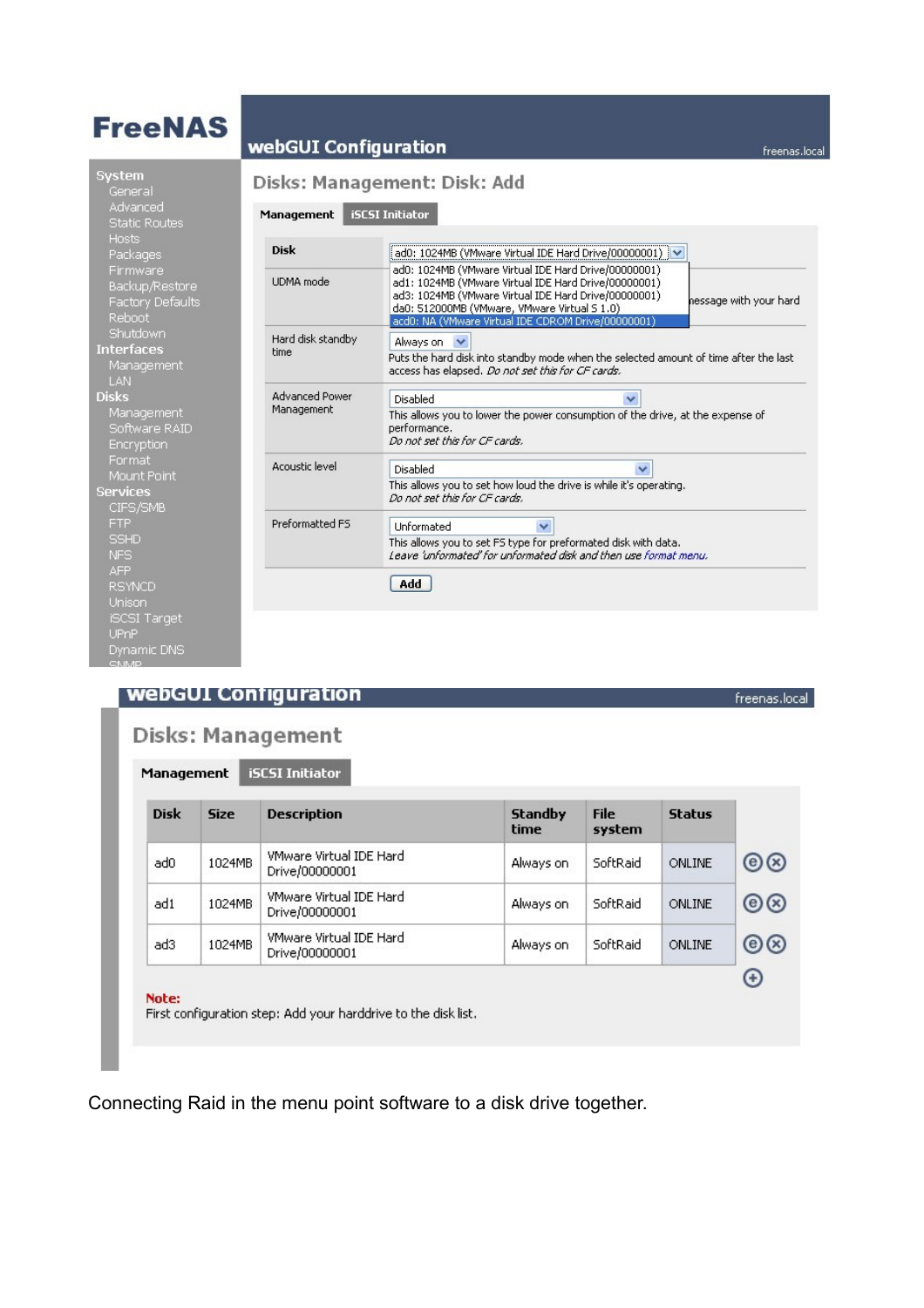# FreeNAS

## webGUI Configuration

freenas.local

**System**
- General
- Advanced
- Static Routes
- Hosts
- Packages
- Firmware
- Backup/Restore
- Factory Defaults
- Reboot
- Shutdown

**Interfaces**
- Management
- LAN

**Disks**
- Management
- Software RAID
- Encryption
- Format
- Mount Point

**Services**
- CIFS/SMB
- FTP
- SSHD
- NFS
- AFP
- RSYNCD
- Unison
- iSCSI Target
- UPnP
- Dynamic DNS
- SNMP

### Disks: Management: Disk: Add

**Management** | **iSCSI Initiator**

**Disk**: ad0: 1024MB (VMware Virtual IDE Hard Drive/00000001)
- ad0: 1024MB (VMware Virtual IDE Hard Drive/00000001)
- ad1: 1024MB (VMware Virtual IDE Hard Drive/00000001)
- ad3: 1024MB (VMware Virtual IDE Hard Drive/00000001)
- da0: 512000MB (VMware, VMware Virtual S 1.0)
- acd0: NA (VMware Virtual IDE CDROM Drive/00000001)

**UDMA mode**: ...message with your hard

**Hard disk standby time**: Always on
Puts the hard disk into standby mode when the selected amount of time after the last access has elapsed. *Do not set this for CF cards.*

**Advanced Power Management**: Disabled
This allows you to lower the power consumption of the drive, at the expense of performance.
*Do not set this for CF cards.*

**Acoustic level**: Disabled
This allows you to set how loud the drive is while it's operating.
*Do not set this for CF cards.*

**Preformatted FS**: Unformated
This allows you to set FS type for preformated disk with data.
*Leave 'unformated' for unformated disk and then use format menu.*

[Add]

## webGUI Configuration

freenas.local

### Disks: Management

**Management** | **iSCSI Initiator**

| Disk | Size | Description | Standby time | File system | Status |
|---|---|---|---|---|---|
| ad0 | 1024MB | VMware Virtual IDE Hard Drive/00000001 | Always on | SoftRaid | ONLINE |
| ad1 | 1024MB | VMware Virtual IDE Hard Drive/00000001 | Always on | SoftRaid | ONLINE |
| ad3 | 1024MB | VMware Virtual IDE Hard Drive/00000001 | Always on | SoftRaid | ONLINE |

**Note:**
First configuration step: Add your harddrive to the disk list.

Connecting Raid in the menu point software to a disk drive together.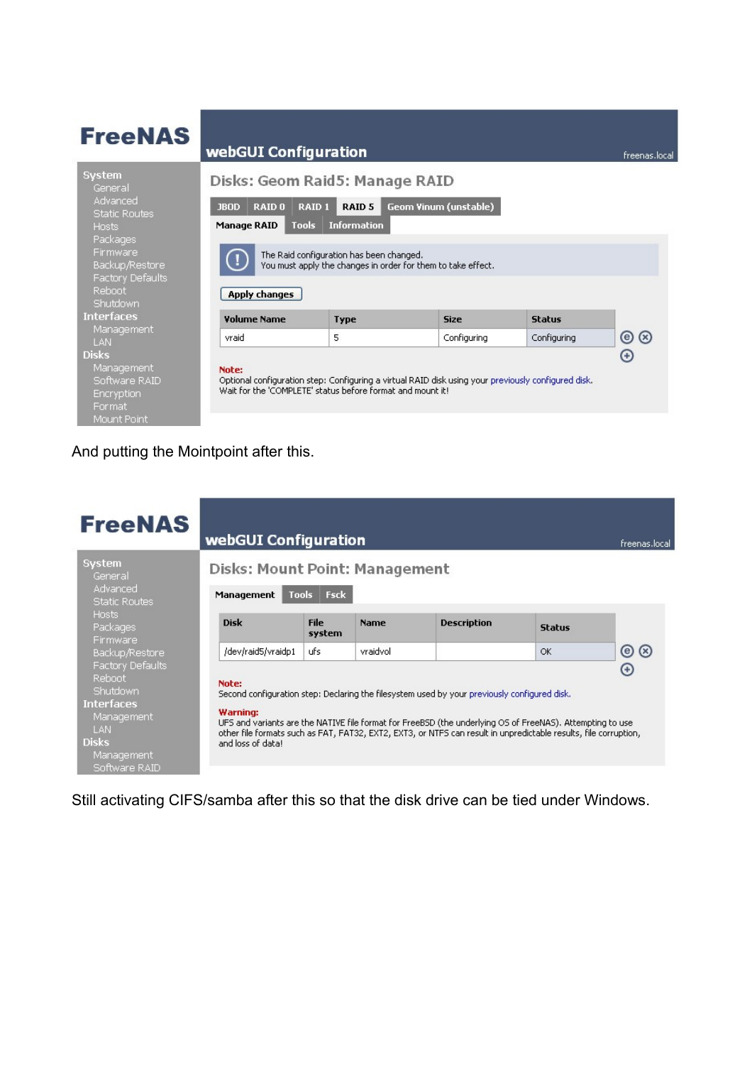# FreeNAS

**webGUI Configuration** freenas.local

- **System**
  - General
  - Advanced
  - Static Routes
  - Hosts
  - Packages
  - Firmware
  - Backup/Restore
  - Factory Defaults
  - Reboot
  - Shutdown
- **Interfaces**
  - Management
  - LAN
- **Disks**
  - Management
  - Software RAID
  - Encryption
  - Format
  - Mount Point

## Disks: Geom Raid5: Manage RAID

JBOD | RAID 0 | RAID 1 | **RAID 5** | Geom Vinum (unstable)

**Manage RAID** | Tools | Information

The Raid configuration has been changed.
You must apply the changes in order for them to take effect.

Apply changes

| Volume Name | Type | Size | Status |
|---|---|---|---|
| vraid | 5 | Configuring | Configuring |

**Note:**
Optional configuration step: Configuring a virtual RAID disk using your previously configured disk.
Wait for the 'COMPLETE' status before format and mount it!

And putting the Mointpoint after this.

# FreeNAS

**webGUI Configuration** freenas.local

- **System**
  - General
  - Advanced
  - Static Routes
  - Hosts
  - Packages
  - Firmware
  - Backup/Restore
  - Factory Defaults
  - Reboot
  - Shutdown
- **Interfaces**
  - Management
  - LAN
- **Disks**
  - Management
  - Software RAID

## Disks: Mount Point: Management

**Management** | Tools | Fsck

| Disk | File system | Name | Description | Status |
|---|---|---|---|---|
| /dev/raid5/vraidp1 | ufs | vraidvol | | OK |

**Note:**
Second configuration step: Declaring the filesystem used by your previously configured disk.

**Warning:**
UFS and variants are the NATIVE file format for FreeBSD (the underlying OS of FreeNAS). Attempting to use other file formats such as FAT, FAT32, EXT2, EXT3, or NTFS can result in unpredictable results, file corruption, and loss of data!

Still activating CIFS/samba after this so that the disk drive can be tied under Windows.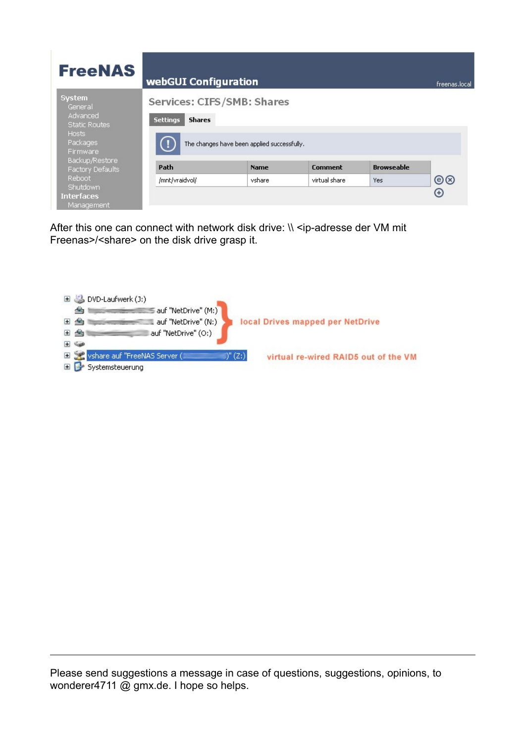After this one can connect with network disk drive: \\ <ip-adresse der VM mit Freenas>/<share> on the disk drive grasp it.

---

Please send suggestions a message in case of questions, suggestions, opinions, to wonderer4711 @ gmx.de. I hope so helps.